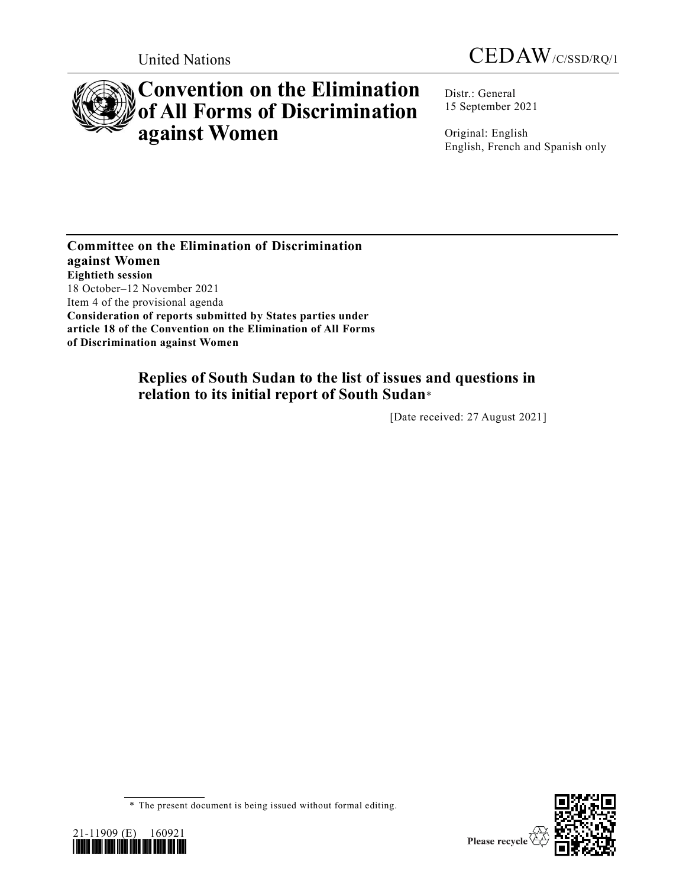United Nations

CEDAW/C/SSD/RQ/1

# Convention on the Elimination of All Forms of Discrimination against Women

Distr.: General
15 September 2021

Original: English
English, French and Spanish only

**Committee on the Elimination of Discrimination against Women**
**Eightieth session**
18 October–12 November 2021
Item 4 of the provisional agenda
**Consideration of reports submitted by States parties under article 18 of the Convention on the Elimination of All Forms of Discrimination against Women**

## Replies of South Sudan to the list of issues and questions in relation to its initial report of South Sudan*

[Date received: 27 August 2021]

\* The present document is being issued without formal editing.

21-11909 (E) 160921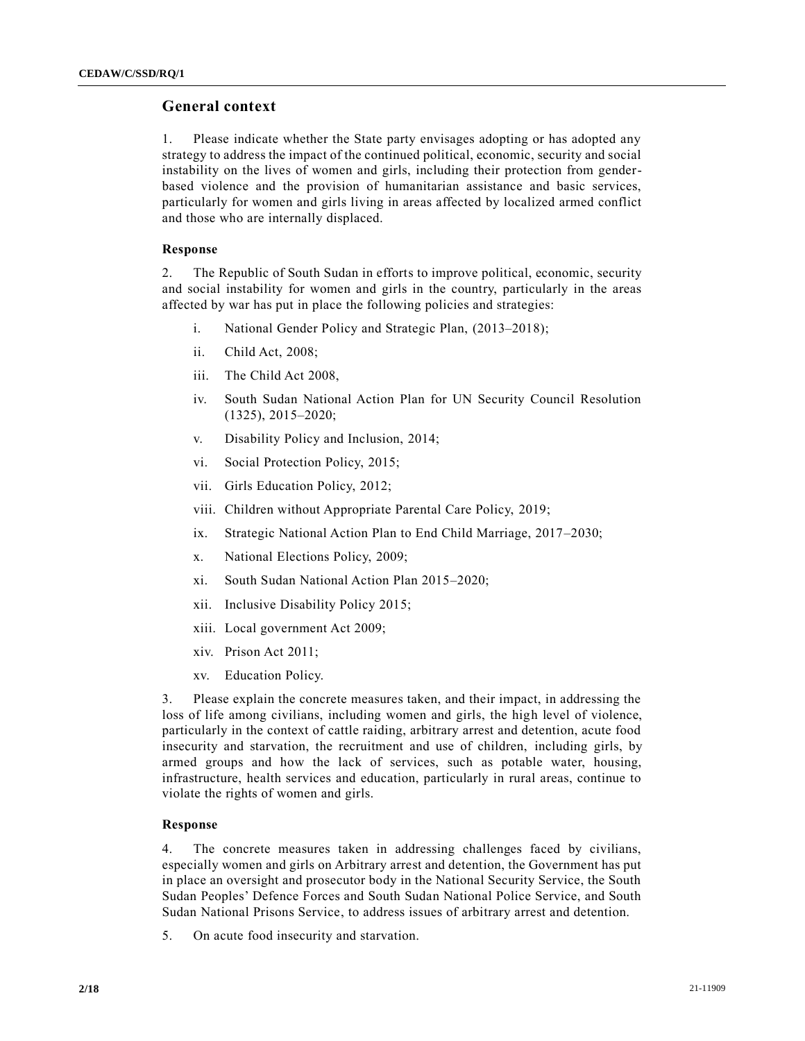## General context

1. Please indicate whether the State party envisages adopting or has adopted any strategy to address the impact of the continued political, economic, security and social instability on the lives of women and girls, including their protection from gender-based violence and the provision of humanitarian assistance and basic services, particularly for women and girls living in areas affected by localized armed conflict and those who are internally displaced.

### Response

2. The Republic of South Sudan in efforts to improve political, economic, security and social instability for women and girls in the country, particularly in the areas affected by war has put in place the following policies and strategies:

   i. National Gender Policy and Strategic Plan, (2013–2018);

   ii. Child Act, 2008;

   iii. The Child Act 2008,

   iv. South Sudan National Action Plan for UN Security Council Resolution (1325), 2015–2020;

   v. Disability Policy and Inclusion, 2014;

   vi. Social Protection Policy, 2015;

   vii. Girls Education Policy, 2012;

   viii. Children without Appropriate Parental Care Policy, 2019;

   ix. Strategic National Action Plan to End Child Marriage, 2017–2030;

   x. National Elections Policy, 2009;

   xi. South Sudan National Action Plan 2015–2020;

   xii. Inclusive Disability Policy 2015;

   xiii. Local government Act 2009;

   xiv. Prison Act 2011;

   xv. Education Policy.

3. Please explain the concrete measures taken, and their impact, in addressing the loss of life among civilians, including women and girls, the high level of violence, particularly in the context of cattle raiding, arbitrary arrest and detention, acute food insecurity and starvation, the recruitment and use of children, including girls, by armed groups and how the lack of services, such as potable water, housing, infrastructure, health services and education, particularly in rural areas, continue to violate the rights of women and girls.

### Response

4. The concrete measures taken in addressing challenges faced by civilians, especially women and girls on Arbitrary arrest and detention, the Government has put in place an oversight and prosecutor body in the National Security Service, the South Sudan Peoples' Defence Forces and South Sudan National Police Service, and South Sudan National Prisons Service, to address issues of arbitrary arrest and detention.

5. On acute food insecurity and starvation.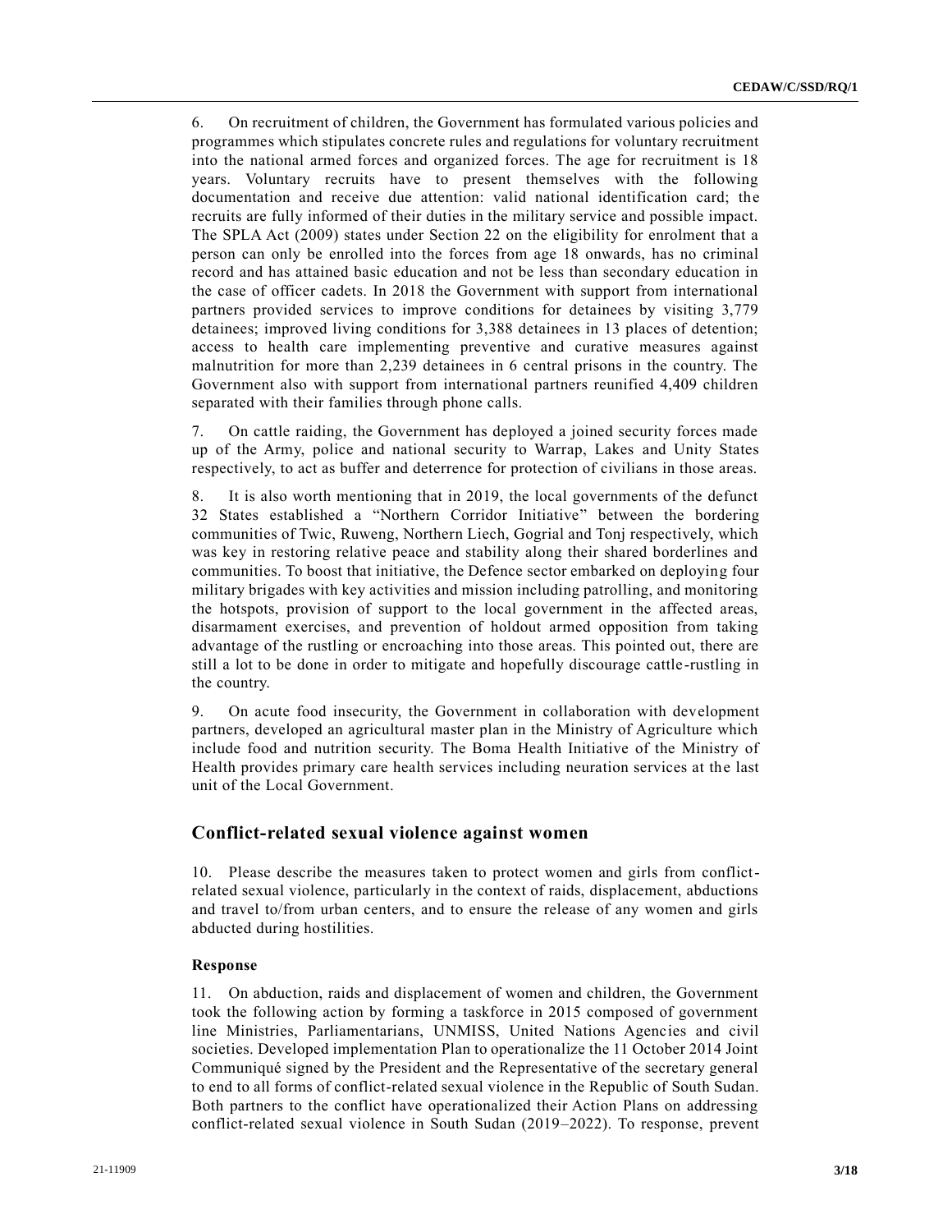6. On recruitment of children, the Government has formulated various policies and programmes which stipulates concrete rules and regulations for voluntary recruitment into the national armed forces and organized forces. The age for recruitment is 18 years. Voluntary recruits have to present themselves with the following documentation and receive due attention: valid national identification card; the recruits are fully informed of their duties in the military service and possible impact. The SPLA Act (2009) states under Section 22 on the eligibility for enrolment that a person can only be enrolled into the forces from age 18 onwards, has no criminal record and has attained basic education and not be less than secondary education in the case of officer cadets. In 2018 the Government with support from international partners provided services to improve conditions for detainees by visiting 3,779 detainees; improved living conditions for 3,388 detainees in 13 places of detention; access to health care implementing preventive and curative measures against malnutrition for more than 2,239 detainees in 6 central prisons in the country. The Government also with support from international partners reunified 4,409 children separated with their families through phone calls.

7. On cattle raiding, the Government has deployed a joined security forces made up of the Army, police and national security to Warrap, Lakes and Unity States respectively, to act as buffer and deterrence for protection of civilians in those areas.

8. It is also worth mentioning that in 2019, the local governments of the defunct 32 States established a "Northern Corridor Initiative" between the bordering communities of Twic, Ruweng, Northern Liech, Gogrial and Tonj respectively, which was key in restoring relative peace and stability along their shared borderlines and communities. To boost that initiative, the Defence sector embarked on deploying four military brigades with key activities and mission including patrolling, and monitoring the hotspots, provision of support to the local government in the affected areas, disarmament exercises, and prevention of holdout armed opposition from taking advantage of the rustling or encroaching into those areas. This pointed out, there are still a lot to be done in order to mitigate and hopefully discourage cattle-rustling in the country.

9. On acute food insecurity, the Government in collaboration with development partners, developed an agricultural master plan in the Ministry of Agriculture which include food and nutrition security. The Boma Health Initiative of the Ministry of Health provides primary care health services including neuration services at the last unit of the Local Government.

## Conflict-related sexual violence against women

10. Please describe the measures taken to protect women and girls from conflict-related sexual violence, particularly in the context of raids, displacement, abductions and travel to/from urban centers, and to ensure the release of any women and girls abducted during hostilities.

### Response

11. On abduction, raids and displacement of women and children, the Government took the following action by forming a taskforce in 2015 composed of government line Ministries, Parliamentarians, UNMISS, United Nations Agencies and civil societies. Developed implementation Plan to operationalize the 11 October 2014 Joint Communiqué signed by the President and the Representative of the secretary general to end to all forms of conflict-related sexual violence in the Republic of South Sudan. Both partners to the conflict have operationalized their Action Plans on addressing conflict-related sexual violence in South Sudan (2019–2022). To response, prevent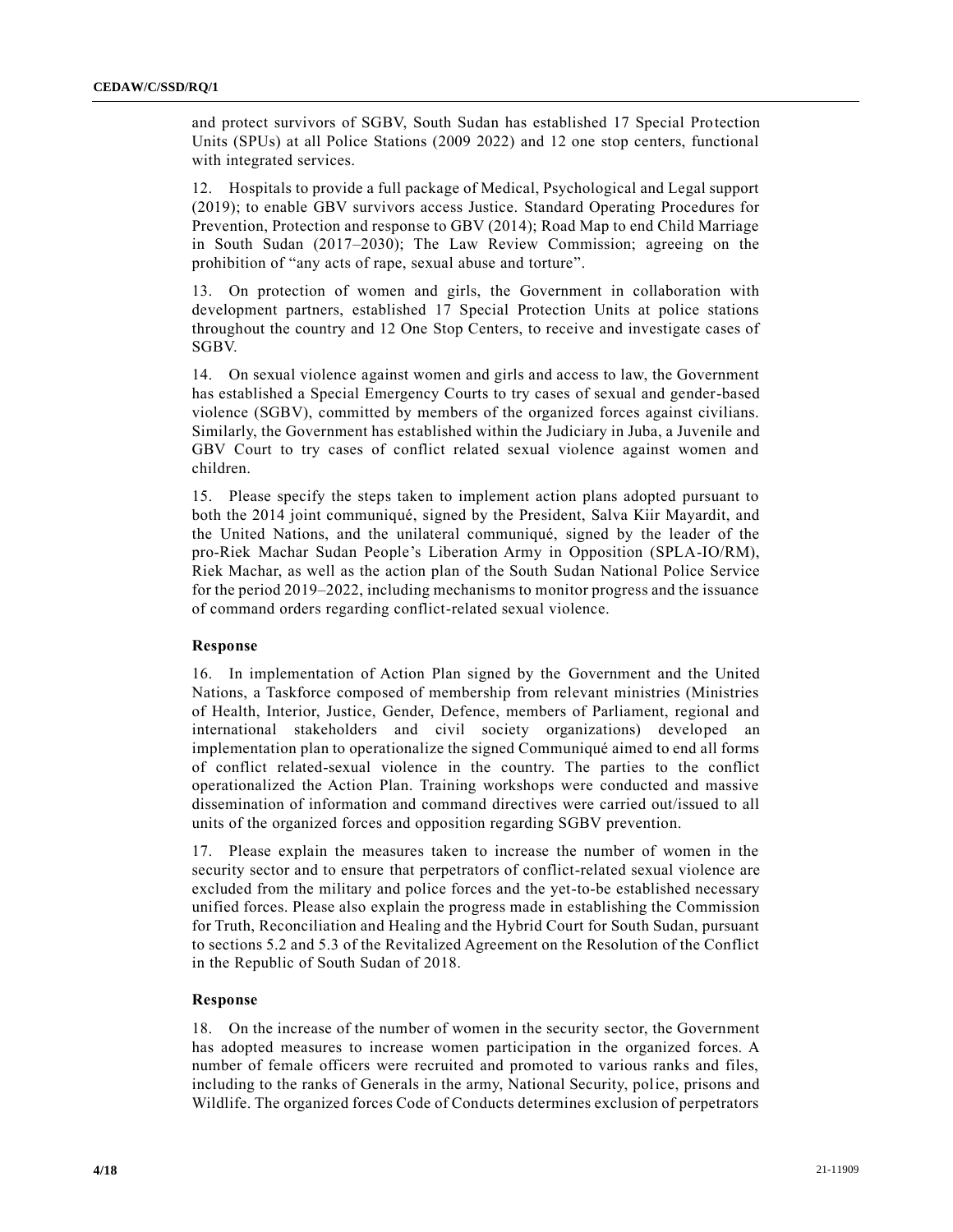and protect survivors of SGBV, South Sudan has established 17 Special Protection Units (SPUs) at all Police Stations (2009 2022) and 12 one stop centers, functional with integrated services.

12. Hospitals to provide a full package of Medical, Psychological and Legal support (2019); to enable GBV survivors access Justice. Standard Operating Procedures for Prevention, Protection and response to GBV (2014); Road Map to end Child Marriage in South Sudan (2017–2030); The Law Review Commission; agreeing on the prohibition of "any acts of rape, sexual abuse and torture".

13. On protection of women and girls, the Government in collaboration with development partners, established 17 Special Protection Units at police stations throughout the country and 12 One Stop Centers, to receive and investigate cases of SGBV.

14. On sexual violence against women and girls and access to law, the Government has established a Special Emergency Courts to try cases of sexual and gender-based violence (SGBV), committed by members of the organized forces against civilians. Similarly, the Government has established within the Judiciary in Juba, a Juvenile and GBV Court to try cases of conflict related sexual violence against women and children.

15. Please specify the steps taken to implement action plans adopted pursuant to both the 2014 joint communiqué, signed by the President, Salva Kiir Mayardit, and the United Nations, and the unilateral communiqué, signed by the leader of the pro-Riek Machar Sudan People's Liberation Army in Opposition (SPLA-IO/RM), Riek Machar, as well as the action plan of the South Sudan National Police Service for the period 2019–2022, including mechanisms to monitor progress and the issuance of command orders regarding conflict-related sexual violence.

**Response**

16. In implementation of Action Plan signed by the Government and the United Nations, a Taskforce composed of membership from relevant ministries (Ministries of Health, Interior, Justice, Gender, Defence, members of Parliament, regional and international stakeholders and civil society organizations) developed an implementation plan to operationalize the signed Communiqué aimed to end all forms of conflict related-sexual violence in the country. The parties to the conflict operationalized the Action Plan. Training workshops were conducted and massive dissemination of information and command directives were carried out/issued to all units of the organized forces and opposition regarding SGBV prevention.

17. Please explain the measures taken to increase the number of women in the security sector and to ensure that perpetrators of conflict-related sexual violence are excluded from the military and police forces and the yet-to-be established necessary unified forces. Please also explain the progress made in establishing the Commission for Truth, Reconciliation and Healing and the Hybrid Court for South Sudan, pursuant to sections 5.2 and 5.3 of the Revitalized Agreement on the Resolution of the Conflict in the Republic of South Sudan of 2018.

**Response**

18. On the increase of the number of women in the security sector, the Government has adopted measures to increase women participation in the organized forces. A number of female officers were recruited and promoted to various ranks and files, including to the ranks of Generals in the army, National Security, police, prisons and Wildlife. The organized forces Code of Conducts determines exclusion of perpetrators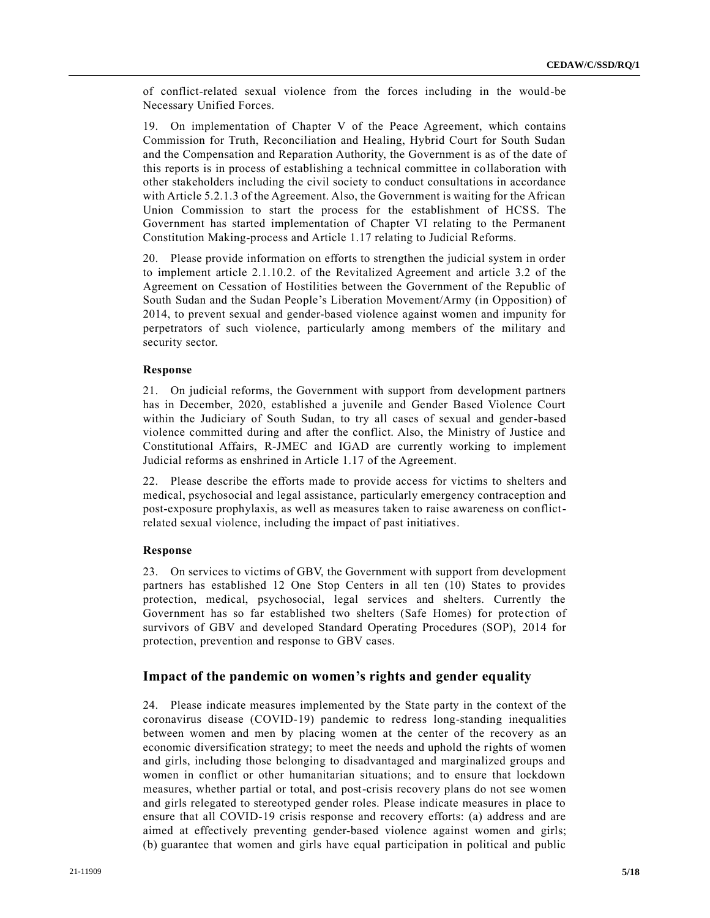of conflict-related sexual violence from the forces including in the would-be Necessary Unified Forces.

19. On implementation of Chapter V of the Peace Agreement, which contains Commission for Truth, Reconciliation and Healing, Hybrid Court for South Sudan and the Compensation and Reparation Authority, the Government is as of the date of this reports is in process of establishing a technical committee in collaboration with other stakeholders including the civil society to conduct consultations in accordance with Article 5.2.1.3 of the Agreement. Also, the Government is waiting for the African Union Commission to start the process for the establishment of HCSS. The Government has started implementation of Chapter VI relating to the Permanent Constitution Making-process and Article 1.17 relating to Judicial Reforms.

20. Please provide information on efforts to strengthen the judicial system in order to implement article 2.1.10.2. of the Revitalized Agreement and article 3.2 of the Agreement on Cessation of Hostilities between the Government of the Republic of South Sudan and the Sudan People's Liberation Movement/Army (in Opposition) of 2014, to prevent sexual and gender-based violence against women and impunity for perpetrators of such violence, particularly among members of the military and security sector.

**Response**

21. On judicial reforms, the Government with support from development partners has in December, 2020, established a juvenile and Gender Based Violence Court within the Judiciary of South Sudan, to try all cases of sexual and gender-based violence committed during and after the conflict. Also, the Ministry of Justice and Constitutional Affairs, R-JMEC and IGAD are currently working to implement Judicial reforms as enshrined in Article 1.17 of the Agreement.

22. Please describe the efforts made to provide access for victims to shelters and medical, psychosocial and legal assistance, particularly emergency contraception and post-exposure prophylaxis, as well as measures taken to raise awareness on conflict-related sexual violence, including the impact of past initiatives.

**Response**

23. On services to victims of GBV, the Government with support from development partners has established 12 One Stop Centers in all ten (10) States to provides protection, medical, psychosocial, legal services and shelters. Currently the Government has so far established two shelters (Safe Homes) for protection of survivors of GBV and developed Standard Operating Procedures (SOP), 2014 for protection, prevention and response to GBV cases.

## Impact of the pandemic on women's rights and gender equality

24. Please indicate measures implemented by the State party in the context of the coronavirus disease (COVID-19) pandemic to redress long-standing inequalities between women and men by placing women at the center of the recovery as an economic diversification strategy; to meet the needs and uphold the rights of women and girls, including those belonging to disadvantaged and marginalized groups and women in conflict or other humanitarian situations; and to ensure that lockdown measures, whether partial or total, and post-crisis recovery plans do not see women and girls relegated to stereotyped gender roles. Please indicate measures in place to ensure that all COVID-19 crisis response and recovery efforts: (a) address and are aimed at effectively preventing gender-based violence against women and girls; (b) guarantee that women and girls have equal participation in political and public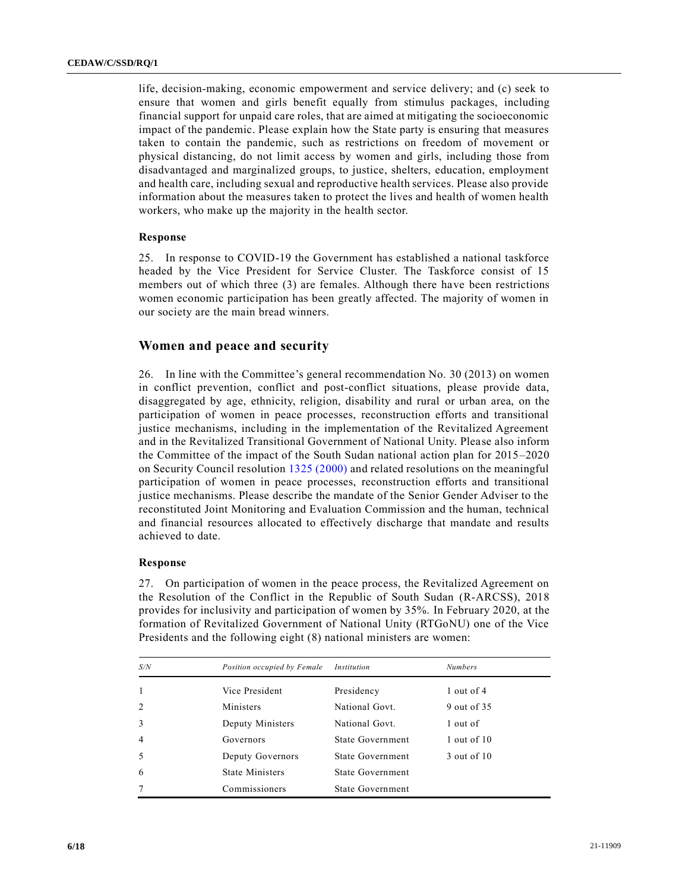life, decision-making, economic empowerment and service delivery; and (c) seek to ensure that women and girls benefit equally from stimulus packages, including financial support for unpaid care roles, that are aimed at mitigating the socioeconomic impact of the pandemic. Please explain how the State party is ensuring that measures taken to contain the pandemic, such as restrictions on freedom of movement or physical distancing, do not limit access by women and girls, including those from disadvantaged and marginalized groups, to justice, shelters, education, employment and health care, including sexual and reproductive health services. Please also provide information about the measures taken to protect the lives and health of women health workers, who make up the majority in the health sector.

**Response**

25. In response to COVID-19 the Government has established a national taskforce headed by the Vice President for Service Cluster. The Taskforce consist of 15 members out of which three (3) are females. Although there have been restrictions women economic participation has been greatly affected. The majority of women in our society are the main bread winners.

## Women and peace and security

26. In line with the Committee's general recommendation No. 30 (2013) on women in conflict prevention, conflict and post-conflict situations, please provide data, disaggregated by age, ethnicity, religion, disability and rural or urban area, on the participation of women in peace processes, reconstruction efforts and transitional justice mechanisms, including in the implementation of the Revitalized Agreement and in the Revitalized Transitional Government of National Unity. Please also inform the Committee of the impact of the South Sudan national action plan for 2015–2020 on Security Council resolution 1325 (2000) and related resolutions on the meaningful participation of women in peace processes, reconstruction efforts and transitional justice mechanisms. Please describe the mandate of the Senior Gender Adviser to the reconstituted Joint Monitoring and Evaluation Commission and the human, technical and financial resources allocated to effectively discharge that mandate and results achieved to date.

**Response**

27. On participation of women in the peace process, the Revitalized Agreement on the Resolution of the Conflict in the Republic of South Sudan (R-ARCSS), 2018 provides for inclusivity and participation of women by 35%. In February 2020, at the formation of Revitalized Government of National Unity (RTGoNU) one of the Vice Presidents and the following eight (8) national ministers are women:

| *S/N* | *Position occupied by Female* | *Institution* | *Numbers* |
|---|---|---|---|
| 1 | Vice President | Presidency | 1 out of 4 |
| 2 | Ministers | National Govt. | 9 out of 35 |
| 3 | Deputy Ministers | National Govt. | 1 out of |
| 4 | Governors | State Government | 1 out of 10 |
| 5 | Deputy Governors | State Government | 3 out of 10 |
| 6 | State Ministers | State Government | |
| 7 | Commissioners | State Government | |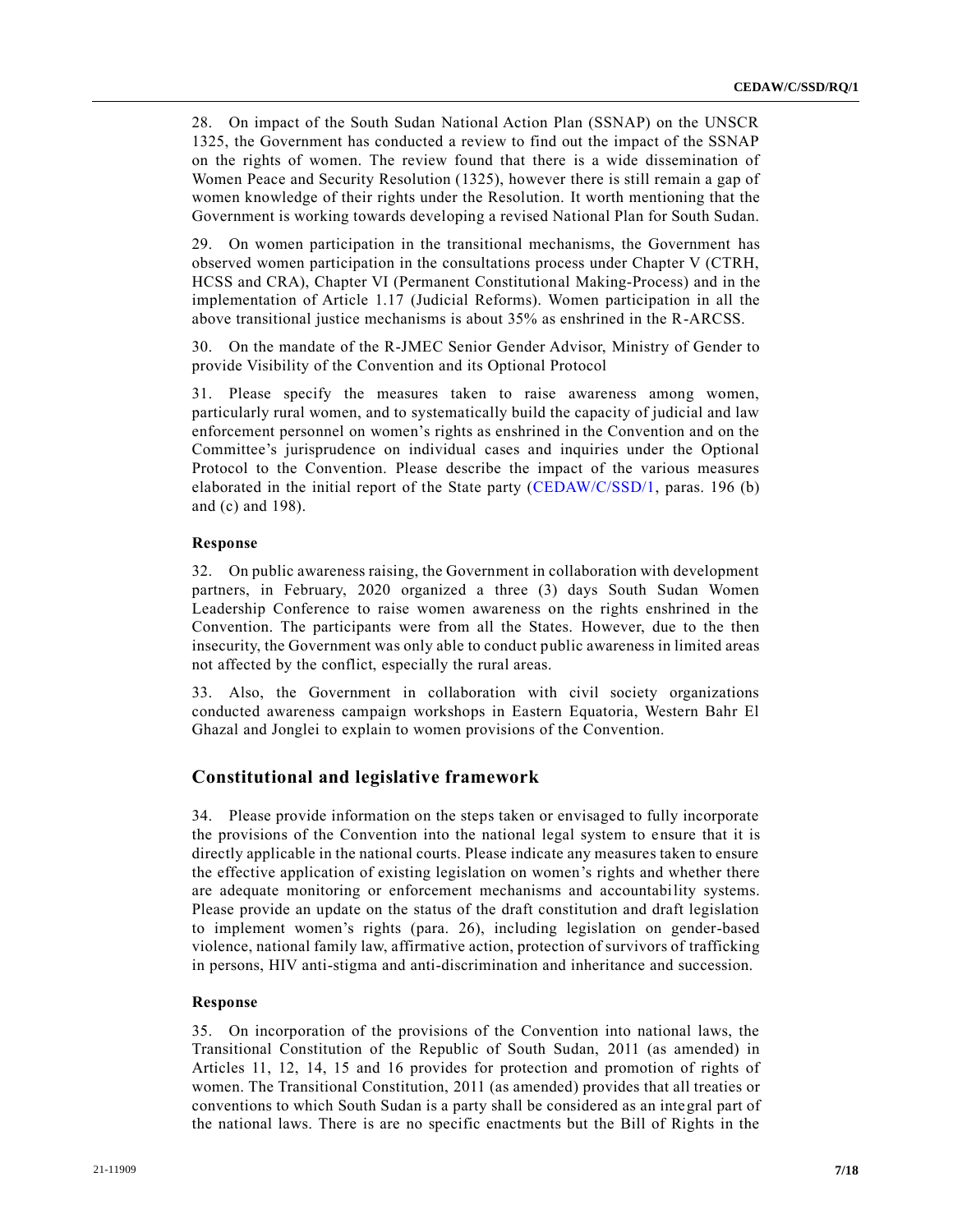28. On impact of the South Sudan National Action Plan (SSNAP) on the UNSCR 1325, the Government has conducted a review to find out the impact of the SSNAP on the rights of women. The review found that there is a wide dissemination of Women Peace and Security Resolution (1325), however there is still remain a gap of women knowledge of their rights under the Resolution. It worth mentioning that the Government is working towards developing a revised National Plan for South Sudan.

29. On women participation in the transitional mechanisms, the Government has observed women participation in the consultations process under Chapter V (CTRH, HCSS and CRA), Chapter VI (Permanent Constitutional Making-Process) and in the implementation of Article 1.17 (Judicial Reforms). Women participation in all the above transitional justice mechanisms is about 35% as enshrined in the R-ARCSS.

30. On the mandate of the R-JMEC Senior Gender Advisor, Ministry of Gender to provide Visibility of the Convention and its Optional Protocol

31. Please specify the measures taken to raise awareness among women, particularly rural women, and to systematically build the capacity of judicial and law enforcement personnel on women's rights as enshrined in the Convention and on the Committee's jurisprudence on individual cases and inquiries under the Optional Protocol to the Convention. Please describe the impact of the various measures elaborated in the initial report of the State party (CEDAW/C/SSD/1, paras. 196 (b) and (c) and 198).

**Response**

32. On public awareness raising, the Government in collaboration with development partners, in February, 2020 organized a three (3) days South Sudan Women Leadership Conference to raise women awareness on the rights enshrined in the Convention. The participants were from all the States. However, due to the then insecurity, the Government was only able to conduct public awareness in limited areas not affected by the conflict, especially the rural areas.

33. Also, the Government in collaboration with civil society organizations conducted awareness campaign workshops in Eastern Equatoria, Western Bahr El Ghazal and Jonglei to explain to women provisions of the Convention.

## Constitutional and legislative framework

34. Please provide information on the steps taken or envisaged to fully incorporate the provisions of the Convention into the national legal system to ensure that it is directly applicable in the national courts. Please indicate any measures taken to ensure the effective application of existing legislation on women's rights and whether there are adequate monitoring or enforcement mechanisms and accountability systems. Please provide an update on the status of the draft constitution and draft legislation to implement women's rights (para. 26), including legislation on gender-based violence, national family law, affirmative action, protection of survivors of trafficking in persons, HIV anti-stigma and anti-discrimination and inheritance and succession.

**Response**

35. On incorporation of the provisions of the Convention into national laws, the Transitional Constitution of the Republic of South Sudan, 2011 (as amended) in Articles 11, 12, 14, 15 and 16 provides for protection and promotion of rights of women. The Transitional Constitution, 2011 (as amended) provides that all treaties or conventions to which South Sudan is a party shall be considered as an integral part of the national laws. There is are no specific enactments but the Bill of Rights in the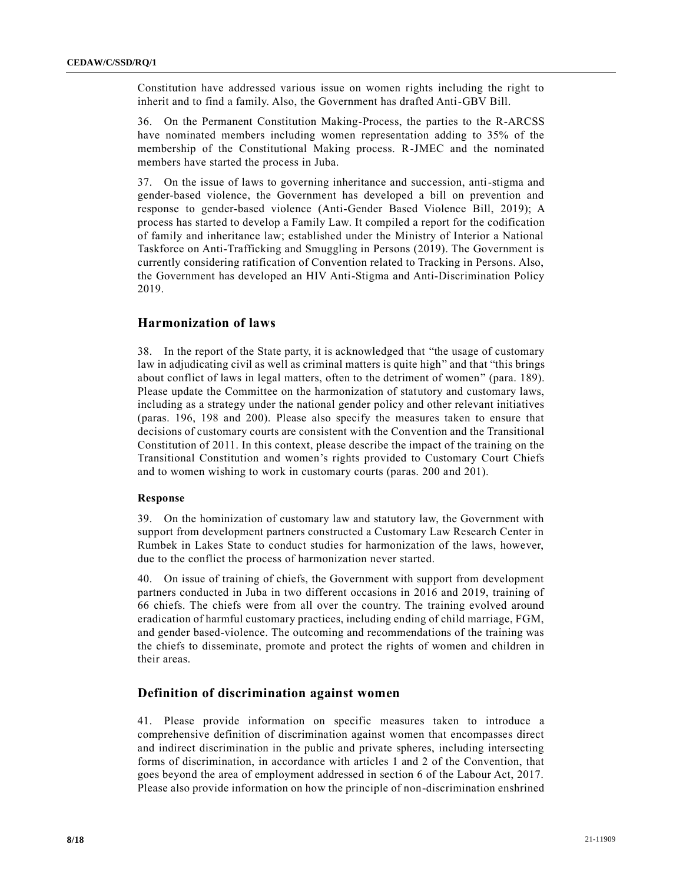Constitution have addressed various issue on women rights including the right to inherit and to find a family. Also, the Government has drafted Anti-GBV Bill.

36. On the Permanent Constitution Making-Process, the parties to the R-ARCSS have nominated members including women representation adding to 35% of the membership of the Constitutional Making process. R-JMEC and the nominated members have started the process in Juba.

37. On the issue of laws to governing inheritance and succession, anti-stigma and gender-based violence, the Government has developed a bill on prevention and response to gender-based violence (Anti-Gender Based Violence Bill, 2019); A process has started to develop a Family Law. It compiled a report for the codification of family and inheritance law; established under the Ministry of Interior a National Taskforce on Anti-Trafficking and Smuggling in Persons (2019). The Government is currently considering ratification of Convention related to Tracking in Persons. Also, the Government has developed an HIV Anti-Stigma and Anti-Discrimination Policy 2019.

## Harmonization of laws

38. In the report of the State party, it is acknowledged that "the usage of customary law in adjudicating civil as well as criminal matters is quite high" and that "this brings about conflict of laws in legal matters, often to the detriment of women" (para. 189). Please update the Committee on the harmonization of statutory and customary laws, including as a strategy under the national gender policy and other relevant initiatives (paras. 196, 198 and 200). Please also specify the measures taken to ensure that decisions of customary courts are consistent with the Convention and the Transitional Constitution of 2011. In this context, please describe the impact of the training on the Transitional Constitution and women's rights provided to Customary Court Chiefs and to women wishing to work in customary courts (paras. 200 and 201).

**Response**

39. On the hominization of customary law and statutory law, the Government with support from development partners constructed a Customary Law Research Center in Rumbek in Lakes State to conduct studies for harmonization of the laws, however, due to the conflict the process of harmonization never started.

40. On issue of training of chiefs, the Government with support from development partners conducted in Juba in two different occasions in 2016 and 2019, training of 66 chiefs. The chiefs were from all over the country. The training evolved around eradication of harmful customary practices, including ending of child marriage, FGM, and gender based-violence. The outcoming and recommendations of the training was the chiefs to disseminate, promote and protect the rights of women and children in their areas.

## Definition of discrimination against women

41. Please provide information on specific measures taken to introduce a comprehensive definition of discrimination against women that encompasses direct and indirect discrimination in the public and private spheres, including intersecting forms of discrimination, in accordance with articles 1 and 2 of the Convention, that goes beyond the area of employment addressed in section 6 of the Labour Act, 2017. Please also provide information on how the principle of non-discrimination enshrined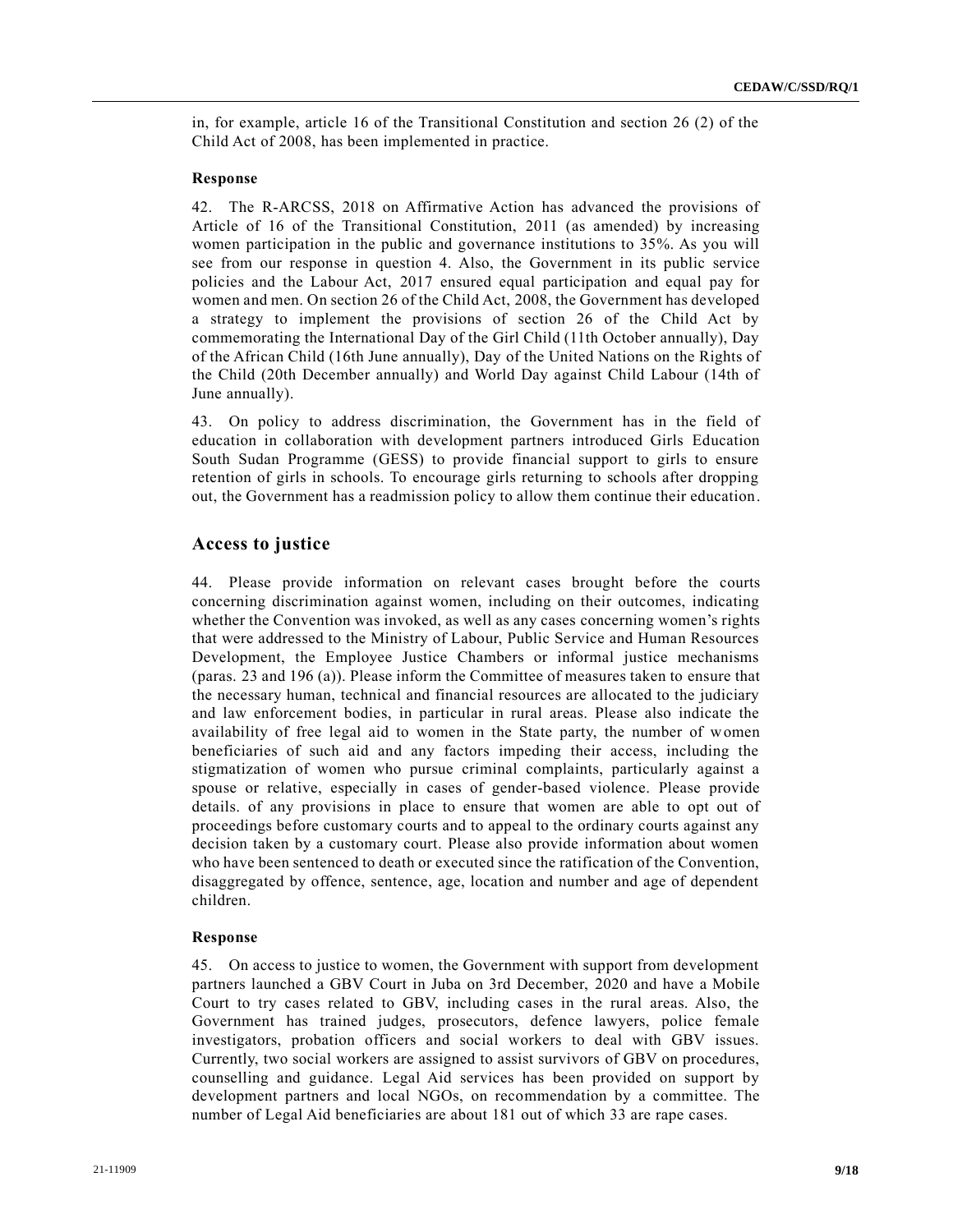in, for example, article 16 of the Transitional Constitution and section 26 (2) of the Child Act of 2008, has been implemented in practice.

**Response**

42. The R-ARCSS, 2018 on Affirmative Action has advanced the provisions of Article of 16 of the Transitional Constitution, 2011 (as amended) by increasing women participation in the public and governance institutions to 35%. As you will see from our response in question 4. Also, the Government in its public service policies and the Labour Act, 2017 ensured equal participation and equal pay for women and men. On section 26 of the Child Act, 2008, the Government has developed a strategy to implement the provisions of section 26 of the Child Act by commemorating the International Day of the Girl Child (11th October annually), Day of the African Child (16th June annually), Day of the United Nations on the Rights of the Child (20th December annually) and World Day against Child Labour (14th of June annually).

43. On policy to address discrimination, the Government has in the field of education in collaboration with development partners introduced Girls Education South Sudan Programme (GESS) to provide financial support to girls to ensure retention of girls in schools. To encourage girls returning to schools after dropping out, the Government has a readmission policy to allow them continue their education.

## Access to justice

44. Please provide information on relevant cases brought before the courts concerning discrimination against women, including on their outcomes, indicating whether the Convention was invoked, as well as any cases concerning women's rights that were addressed to the Ministry of Labour, Public Service and Human Resources Development, the Employee Justice Chambers or informal justice mechanisms (paras. 23 and 196 (a)). Please inform the Committee of measures taken to ensure that the necessary human, technical and financial resources are allocated to the judiciary and law enforcement bodies, in particular in rural areas. Please also indicate the availability of free legal aid to women in the State party, the number of women beneficiaries of such aid and any factors impeding their access, including the stigmatization of women who pursue criminal complaints, particularly against a spouse or relative, especially in cases of gender-based violence. Please provide details. of any provisions in place to ensure that women are able to opt out of proceedings before customary courts and to appeal to the ordinary courts against any decision taken by a customary court. Please also provide information about women who have been sentenced to death or executed since the ratification of the Convention, disaggregated by offence, sentence, age, location and number and age of dependent children.

**Response**

45. On access to justice to women, the Government with support from development partners launched a GBV Court in Juba on 3rd December, 2020 and have a Mobile Court to try cases related to GBV, including cases in the rural areas. Also, the Government has trained judges, prosecutors, defence lawyers, police female investigators, probation officers and social workers to deal with GBV issues. Currently, two social workers are assigned to assist survivors of GBV on procedures, counselling and guidance. Legal Aid services has been provided on support by development partners and local NGOs, on recommendation by a committee. The number of Legal Aid beneficiaries are about 181 out of which 33 are rape cases.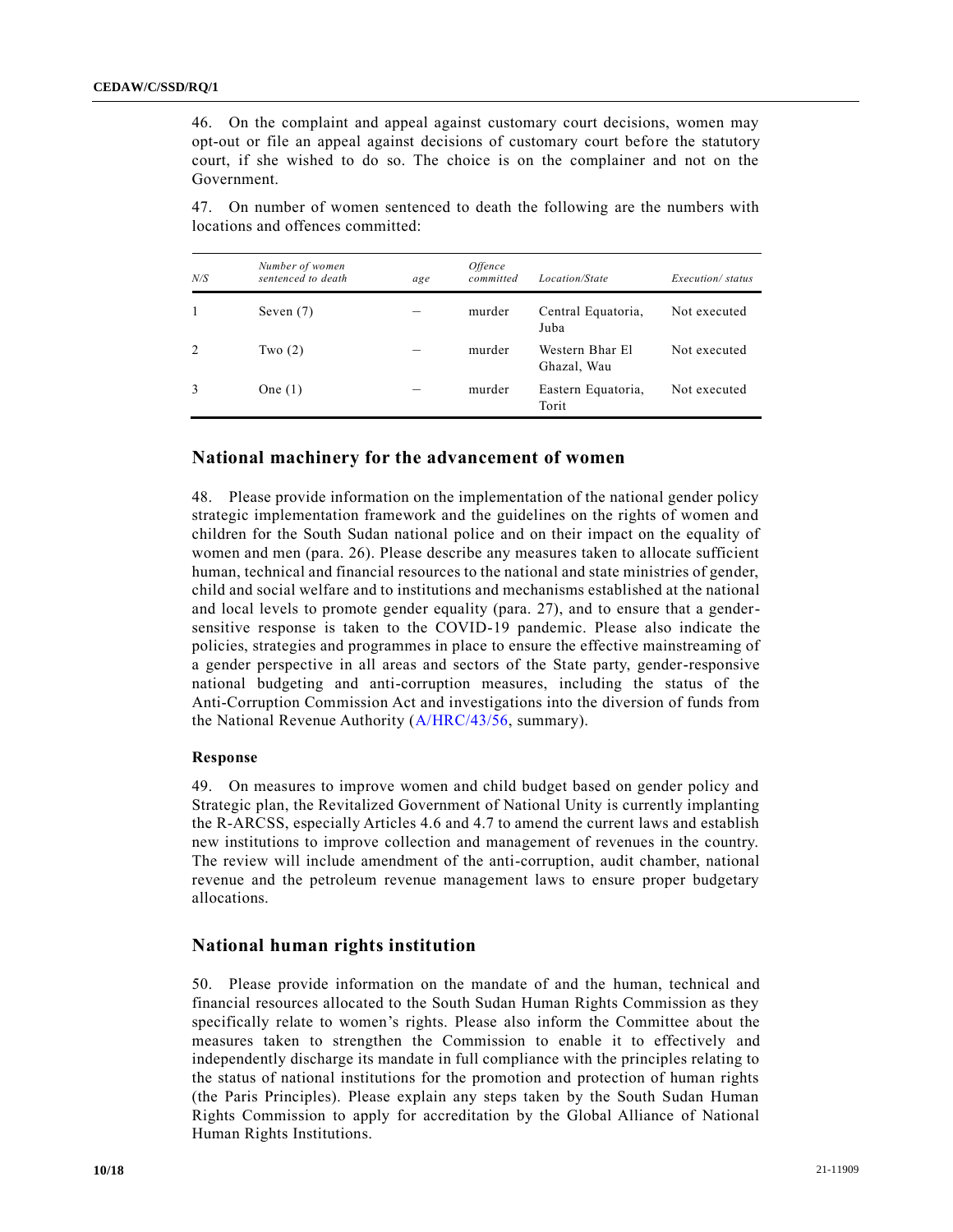46. On the complaint and appeal against customary court decisions, women may opt-out or file an appeal against decisions of customary court before the statutory court, if she wished to do so. The choice is on the complainer and not on the Government.

47. On number of women sentenced to death the following are the numbers with locations and offences committed:

| *N/S* | *Number of women sentenced to death* | *age* | *Offence committed* | *Location/State* | *Execution/ status* |
|---|---|---|---|---|---|
| 1 | Seven (7) | – | murder | Central Equatoria, Juba | Not executed |
| 2 | Two (2) | – | murder | Western Bhar El Ghazal, Wau | Not executed |
| 3 | One (1) | – | murder | Eastern Equatoria, Torit | Not executed |

## National machinery for the advancement of women

48. Please provide information on the implementation of the national gender policy strategic implementation framework and the guidelines on the rights of women and children for the South Sudan national police and on their impact on the equality of women and men (para. 26). Please describe any measures taken to allocate sufficient human, technical and financial resources to the national and state ministries of gender, child and social welfare and to institutions and mechanisms established at the national and local levels to promote gender equality (para. 27), and to ensure that a gender-sensitive response is taken to the COVID-19 pandemic. Please also indicate the policies, strategies and programmes in place to ensure the effective mainstreaming of a gender perspective in all areas and sectors of the State party, gender-responsive national budgeting and anti-corruption measures, including the status of the Anti-Corruption Commission Act and investigations into the diversion of funds from the National Revenue Authority (A/HRC/43/56, summary).

### Response

49. On measures to improve women and child budget based on gender policy and Strategic plan, the Revitalized Government of National Unity is currently implanting the R-ARCSS, especially Articles 4.6 and 4.7 to amend the current laws and establish new institutions to improve collection and management of revenues in the country. The review will include amendment of the anti-corruption, audit chamber, national revenue and the petroleum revenue management laws to ensure proper budgetary allocations.

## National human rights institution

50. Please provide information on the mandate of and the human, technical and financial resources allocated to the South Sudan Human Rights Commission as they specifically relate to women's rights. Please also inform the Committee about the measures taken to strengthen the Commission to enable it to effectively and independently discharge its mandate in full compliance with the principles relating to the status of national institutions for the promotion and protection of human rights (the Paris Principles). Please explain any steps taken by the South Sudan Human Rights Commission to apply for accreditation by the Global Alliance of National Human Rights Institutions.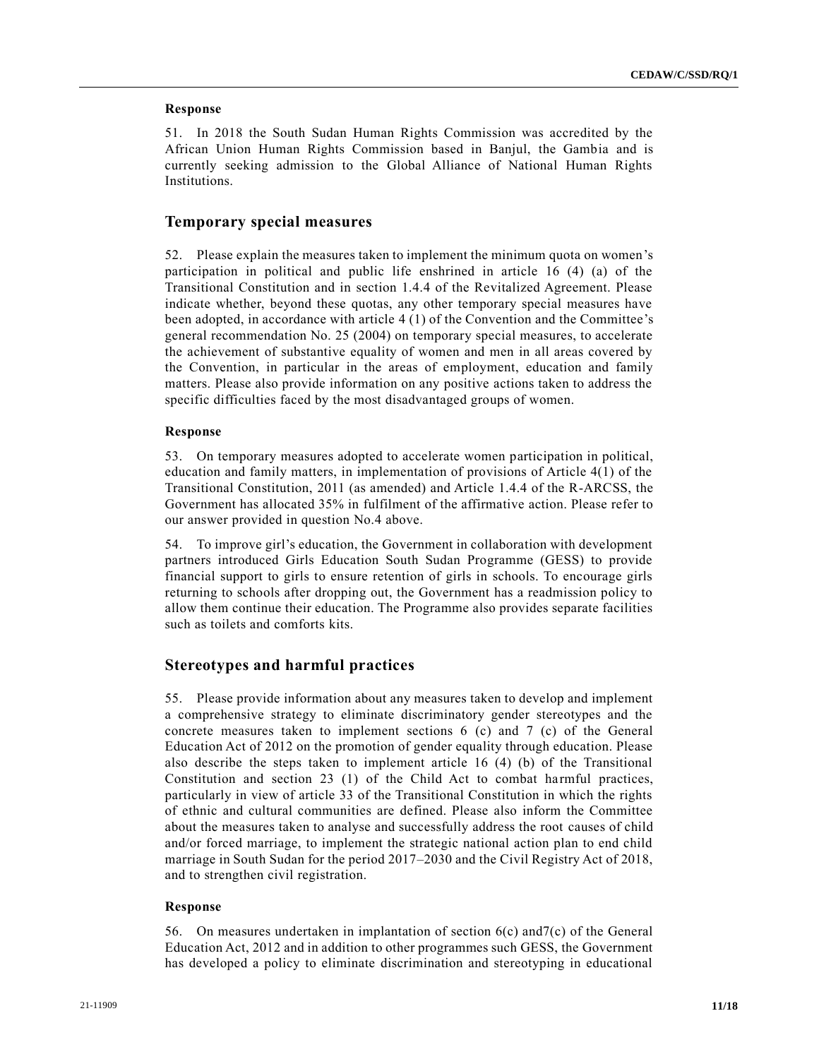**Response**

51. In 2018 the South Sudan Human Rights Commission was accredited by the African Union Human Rights Commission based in Banjul, the Gambia and is currently seeking admission to the Global Alliance of National Human Rights Institutions.

## Temporary special measures

52. Please explain the measures taken to implement the minimum quota on women's participation in political and public life enshrined in article 16 (4) (a) of the Transitional Constitution and in section 1.4.4 of the Revitalized Agreement. Please indicate whether, beyond these quotas, any other temporary special measures have been adopted, in accordance with article 4 (1) of the Convention and the Committee's general recommendation No. 25 (2004) on temporary special measures, to accelerate the achievement of substantive equality of women and men in all areas covered by the Convention, in particular in the areas of employment, education and family matters. Please also provide information on any positive actions taken to address the specific difficulties faced by the most disadvantaged groups of women.

**Response**

53. On temporary measures adopted to accelerate women participation in political, education and family matters, in implementation of provisions of Article 4(1) of the Transitional Constitution, 2011 (as amended) and Article 1.4.4 of the R-ARCSS, the Government has allocated 35% in fulfilment of the affirmative action. Please refer to our answer provided in question No.4 above.

54. To improve girl's education, the Government in collaboration with development partners introduced Girls Education South Sudan Programme (GESS) to provide financial support to girls to ensure retention of girls in schools. To encourage girls returning to schools after dropping out, the Government has a readmission policy to allow them continue their education. The Programme also provides separate facilities such as toilets and comforts kits.

## Stereotypes and harmful practices

55. Please provide information about any measures taken to develop and implement a comprehensive strategy to eliminate discriminatory gender stereotypes and the concrete measures taken to implement sections 6 (c) and 7 (c) of the General Education Act of 2012 on the promotion of gender equality through education. Please also describe the steps taken to implement article 16 (4) (b) of the Transitional Constitution and section 23 (1) of the Child Act to combat harmful practices, particularly in view of article 33 of the Transitional Constitution in which the rights of ethnic and cultural communities are defined. Please also inform the Committee about the measures taken to analyse and successfully address the root causes of child and/or forced marriage, to implement the strategic national action plan to end child marriage in South Sudan for the period 2017–2030 and the Civil Registry Act of 2018, and to strengthen civil registration.

**Response**

56. On measures undertaken in implantation of section 6(c) and7(c) of the General Education Act, 2012 and in addition to other programmes such GESS, the Government has developed a policy to eliminate discrimination and stereotyping in educational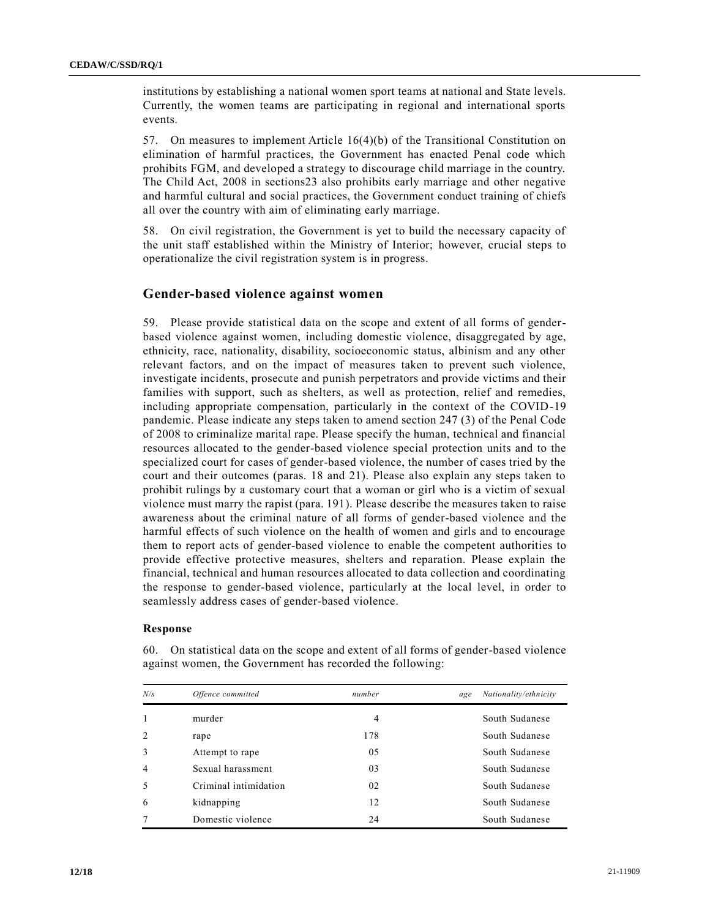institutions by establishing a national women sport teams at national and State levels. Currently, the women teams are participating in regional and international sports events.

57. On measures to implement Article 16(4)(b) of the Transitional Constitution on elimination of harmful practices, the Government has enacted Penal code which prohibits FGM, and developed a strategy to discourage child marriage in the country. The Child Act, 2008 in sections23 also prohibits early marriage and other negative and harmful cultural and social practices, the Government conduct training of chiefs all over the country with aim of eliminating early marriage.

58. On civil registration, the Government is yet to build the necessary capacity of the unit staff established within the Ministry of Interior; however, crucial steps to operationalize the civil registration system is in progress.

## Gender-based violence against women

59. Please provide statistical data on the scope and extent of all forms of gender-based violence against women, including domestic violence, disaggregated by age, ethnicity, race, nationality, disability, socioeconomic status, albinism and any other relevant factors, and on the impact of measures taken to prevent such violence, investigate incidents, prosecute and punish perpetrators and provide victims and their families with support, such as shelters, as well as protection, relief and remedies, including appropriate compensation, particularly in the context of the COVID-19 pandemic. Please indicate any steps taken to amend section 247 (3) of the Penal Code of 2008 to criminalize marital rape. Please specify the human, technical and financial resources allocated to the gender-based violence special protection units and to the specialized court for cases of gender-based violence, the number of cases tried by the court and their outcomes (paras. 18 and 21). Please also explain any steps taken to prohibit rulings by a customary court that a woman or girl who is a victim of sexual violence must marry the rapist (para. 191). Please describe the measures taken to raise awareness about the criminal nature of all forms of gender-based violence and the harmful effects of such violence on the health of women and girls and to encourage them to report acts of gender-based violence to enable the competent authorities to provide effective protective measures, shelters and reparation. Please explain the financial, technical and human resources allocated to data collection and coordinating the response to gender-based violence, particularly at the local level, in order to seamlessly address cases of gender-based violence.

### Response

60. On statistical data on the scope and extent of all forms of gender-based violence against women, the Government has recorded the following:

| *N/s* | *Offence committed* | *number* | *age* | *Nationality/ethnicity* |
|---|---|---|---|---|
| 1 | murder | 4 | | South Sudanese |
| 2 | rape | 178 | | South Sudanese |
| 3 | Attempt to rape | 05 | | South Sudanese |
| 4 | Sexual harassment | 03 | | South Sudanese |
| 5 | Criminal intimidation | 02 | | South Sudanese |
| 6 | kidnapping | 12 | | South Sudanese |
| 7 | Domestic violence | 24 | | South Sudanese |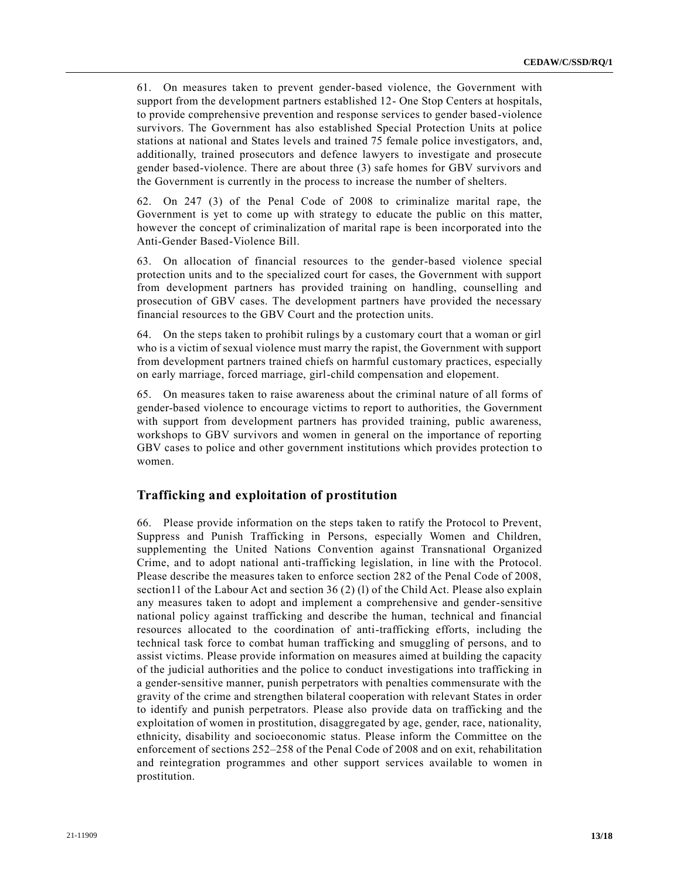61. On measures taken to prevent gender-based violence, the Government with support from the development partners established 12- One Stop Centers at hospitals, to provide comprehensive prevention and response services to gender based-violence survivors. The Government has also established Special Protection Units at police stations at national and States levels and trained 75 female police investigators, and, additionally, trained prosecutors and defence lawyers to investigate and prosecute gender based-violence. There are about three (3) safe homes for GBV survivors and the Government is currently in the process to increase the number of shelters.

62. On 247 (3) of the Penal Code of 2008 to criminalize marital rape, the Government is yet to come up with strategy to educate the public on this matter, however the concept of criminalization of marital rape is been incorporated into the Anti-Gender Based-Violence Bill.

63. On allocation of financial resources to the gender-based violence special protection units and to the specialized court for cases, the Government with support from development partners has provided training on handling, counselling and prosecution of GBV cases. The development partners have provided the necessary financial resources to the GBV Court and the protection units.

64. On the steps taken to prohibit rulings by a customary court that a woman or girl who is a victim of sexual violence must marry the rapist, the Government with support from development partners trained chiefs on harmful customary practices, especially on early marriage, forced marriage, girl-child compensation and elopement.

65. On measures taken to raise awareness about the criminal nature of all forms of gender-based violence to encourage victims to report to authorities, the Government with support from development partners has provided training, public awareness, workshops to GBV survivors and women in general on the importance of reporting GBV cases to police and other government institutions which provides protection to women.

## Trafficking and exploitation of prostitution

66. Please provide information on the steps taken to ratify the Protocol to Prevent, Suppress and Punish Trafficking in Persons, especially Women and Children, supplementing the United Nations Convention against Transnational Organized Crime, and to adopt national anti-trafficking legislation, in line with the Protocol. Please describe the measures taken to enforce section 282 of the Penal Code of 2008, section11 of the Labour Act and section 36 (2) (l) of the Child Act. Please also explain any measures taken to adopt and implement a comprehensive and gender-sensitive national policy against trafficking and describe the human, technical and financial resources allocated to the coordination of anti-trafficking efforts, including the technical task force to combat human trafficking and smuggling of persons, and to assist victims. Please provide information on measures aimed at building the capacity of the judicial authorities and the police to conduct investigations into trafficking in a gender-sensitive manner, punish perpetrators with penalties commensurate with the gravity of the crime and strengthen bilateral cooperation with relevant States in order to identify and punish perpetrators. Please also provide data on trafficking and the exploitation of women in prostitution, disaggregated by age, gender, race, nationality, ethnicity, disability and socioeconomic status. Please inform the Committee on the enforcement of sections 252–258 of the Penal Code of 2008 and on exit, rehabilitation and reintegration programmes and other support services available to women in prostitution.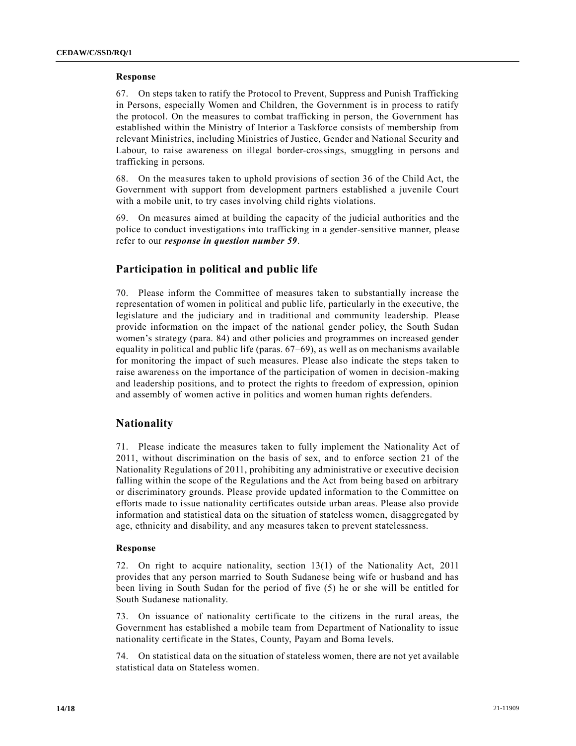**Response**

67. On steps taken to ratify the Protocol to Prevent, Suppress and Punish Trafficking in Persons, especially Women and Children, the Government is in process to ratify the protocol. On the measures to combat trafficking in person, the Government has established within the Ministry of Interior a Taskforce consists of membership from relevant Ministries, including Ministries of Justice, Gender and National Security and Labour, to raise awareness on illegal border-crossings, smuggling in persons and trafficking in persons.

68. On the measures taken to uphold provisions of section 36 of the Child Act, the Government with support from development partners established a juvenile Court with a mobile unit, to try cases involving child rights violations.

69. On measures aimed at building the capacity of the judicial authorities and the police to conduct investigations into trafficking in a gender-sensitive manner, please refer to our ***response in question number 59***.

## Participation in political and public life

70. Please inform the Committee of measures taken to substantially increase the representation of women in political and public life, particularly in the executive, the legislature and the judiciary and in traditional and community leadership. Please provide information on the impact of the national gender policy, the South Sudan women's strategy (para. 84) and other policies and programmes on increased gender equality in political and public life (paras. 67–69), as well as on mechanisms available for monitoring the impact of such measures. Please also indicate the steps taken to raise awareness on the importance of the participation of women in decision-making and leadership positions, and to protect the rights to freedom of expression, opinion and assembly of women active in politics and women human rights defenders.

## Nationality

71. Please indicate the measures taken to fully implement the Nationality Act of 2011, without discrimination on the basis of sex, and to enforce section 21 of the Nationality Regulations of 2011, prohibiting any administrative or executive decision falling within the scope of the Regulations and the Act from being based on arbitrary or discriminatory grounds. Please provide updated information to the Committee on efforts made to issue nationality certificates outside urban areas. Please also provide information and statistical data on the situation of stateless women, disaggregated by age, ethnicity and disability, and any measures taken to prevent statelessness.

**Response**

72. On right to acquire nationality, section 13(1) of the Nationality Act, 2011 provides that any person married to South Sudanese being wife or husband and has been living in South Sudan for the period of five (5) he or she will be entitled for South Sudanese nationality.

73. On issuance of nationality certificate to the citizens in the rural areas, the Government has established a mobile team from Department of Nationality to issue nationality certificate in the States, County, Payam and Boma levels.

74. On statistical data on the situation of stateless women, there are not yet available statistical data on Stateless women.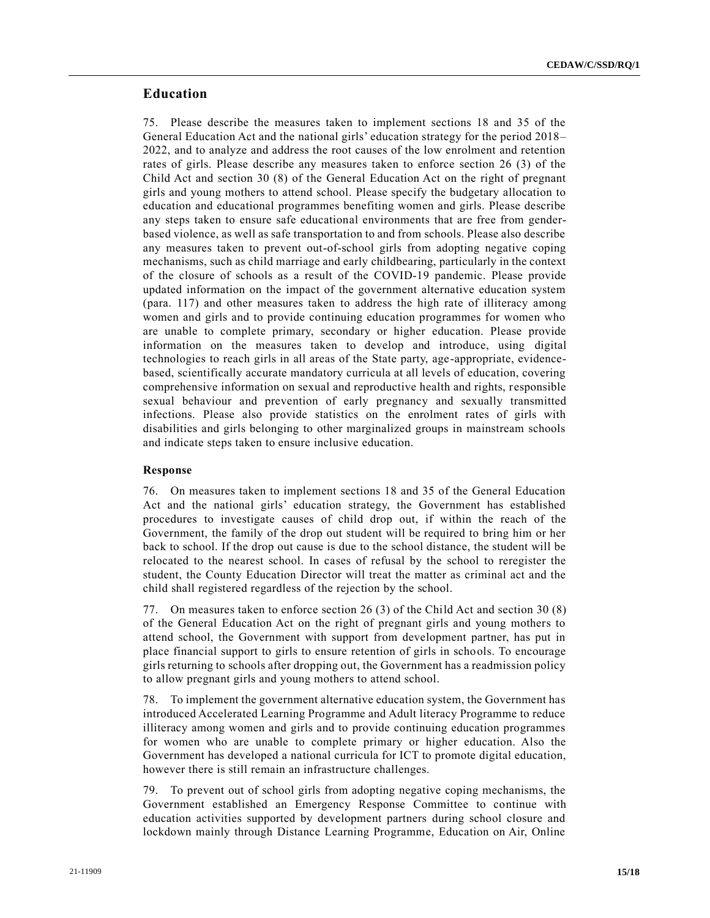## Education

75. Please describe the measures taken to implement sections 18 and 35 of the General Education Act and the national girls' education strategy for the period 2018–2022, and to analyze and address the root causes of the low enrolment and retention rates of girls. Please describe any measures taken to enforce section 26 (3) of the Child Act and section 30 (8) of the General Education Act on the right of pregnant girls and young mothers to attend school. Please specify the budgetary allocation to education and educational programmes benefiting women and girls. Please describe any steps taken to ensure safe educational environments that are free from gender-based violence, as well as safe transportation to and from schools. Please also describe any measures taken to prevent out-of-school girls from adopting negative coping mechanisms, such as child marriage and early childbearing, particularly in the context of the closure of schools as a result of the COVID-19 pandemic. Please provide updated information on the impact of the government alternative education system (para. 117) and other measures taken to address the high rate of illiteracy among women and girls and to provide continuing education programmes for women who are unable to complete primary, secondary or higher education. Please provide information on the measures taken to develop and introduce, using digital technologies to reach girls in all areas of the State party, age-appropriate, evidence-based, scientifically accurate mandatory curricula at all levels of education, covering comprehensive information on sexual and reproductive health and rights, responsible sexual behaviour and prevention of early pregnancy and sexually transmitted infections. Please also provide statistics on the enrolment rates of girls with disabilities and girls belonging to other marginalized groups in mainstream schools and indicate steps taken to ensure inclusive education.

### Response

76. On measures taken to implement sections 18 and 35 of the General Education Act and the national girls' education strategy, the Government has established procedures to investigate causes of child drop out, if within the reach of the Government, the family of the drop out student will be required to bring him or her back to school. If the drop out cause is due to the school distance, the student will be relocated to the nearest school. In cases of refusal by the school to reregister the student, the County Education Director will treat the matter as criminal act and the child shall registered regardless of the rejection by the school.

77. On measures taken to enforce section 26 (3) of the Child Act and section 30 (8) of the General Education Act on the right of pregnant girls and young mothers to attend school, the Government with support from development partner, has put in place financial support to girls to ensure retention of girls in schools. To encourage girls returning to schools after dropping out, the Government has a readmission policy to allow pregnant girls and young mothers to attend school.

78. To implement the government alternative education system, the Government has introduced Accelerated Learning Programme and Adult literacy Programme to reduce illiteracy among women and girls and to provide continuing education programmes for women who are unable to complete primary or higher education. Also the Government has developed a national curricula for ICT to promote digital education, however there is still remain an infrastructure challenges.

79. To prevent out of school girls from adopting negative coping mechanisms, the Government established an Emergency Response Committee to continue with education activities supported by development partners during school closure and lockdown mainly through Distance Learning Programme, Education on Air, Online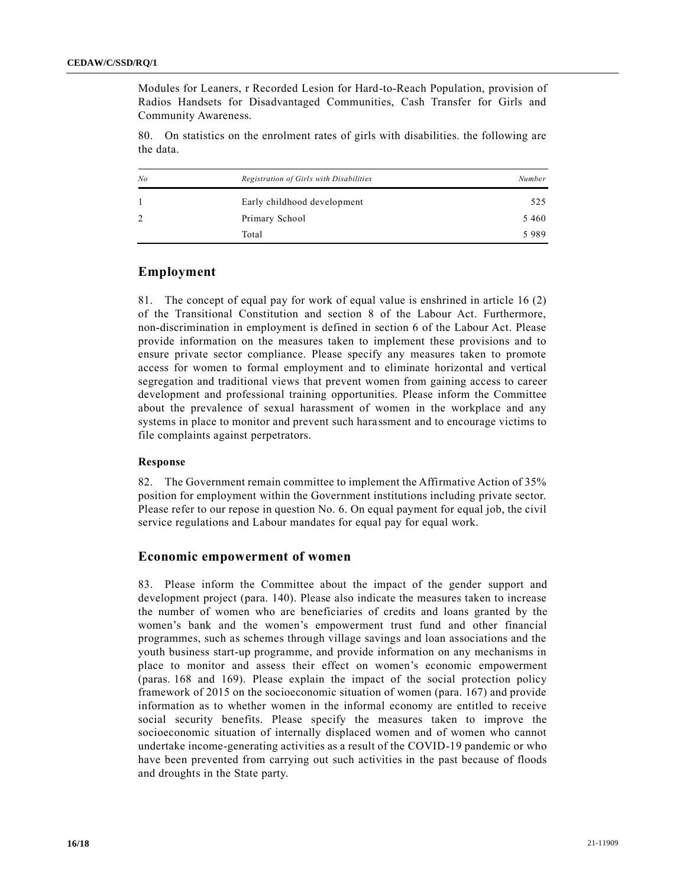Modules for Leaners, r Recorded Lesion for Hard-to-Reach Population, provision of Radios Handsets for Disadvantaged Communities, Cash Transfer for Girls and Community Awareness.

80. On statistics on the enrolment rates of girls with disabilities. the following are the data.

| *No* | *Registration of Girls with Disabilities* | *Number* |
|---|---|---|
| 1 | Early childhood development | 525 |
| 2 | Primary School | 5 460 |
| | Total | 5 989 |

## Employment

81. The concept of equal pay for work of equal value is enshrined in article 16 (2) of the Transitional Constitution and section 8 of the Labour Act. Furthermore, non-discrimination in employment is defined in section 6 of the Labour Act. Please provide information on the measures taken to implement these provisions and to ensure private sector compliance. Please specify any measures taken to promote access for women to formal employment and to eliminate horizontal and vertical segregation and traditional views that prevent women from gaining access to career development and professional training opportunities. Please inform the Committee about the prevalence of sexual harassment of women in the workplace and any systems in place to monitor and prevent such harassment and to encourage victims to file complaints against perpetrators.

### Response

82. The Government remain committee to implement the Affirmative Action of 35% position for employment within the Government institutions including private sector. Please refer to our repose in question No. 6. On equal payment for equal job, the civil service regulations and Labour mandates for equal pay for equal work.

## Economic empowerment of women

83. Please inform the Committee about the impact of the gender support and development project (para. 140). Please also indicate the measures taken to increase the number of women who are beneficiaries of credits and loans granted by the women's bank and the women's empowerment trust fund and other financial programmes, such as schemes through village savings and loan associations and the youth business start-up programme, and provide information on any mechanisms in place to monitor and assess their effect on women's economic empowerment (paras. 168 and 169). Please explain the impact of the social protection policy framework of 2015 on the socioeconomic situation of women (para. 167) and provide information as to whether women in the informal economy are entitled to receive social security benefits. Please specify the measures taken to improve the socioeconomic situation of internally displaced women and of women who cannot undertake income-generating activities as a result of the COVID-19 pandemic or who have been prevented from carrying out such activities in the past because of floods and droughts in the State party.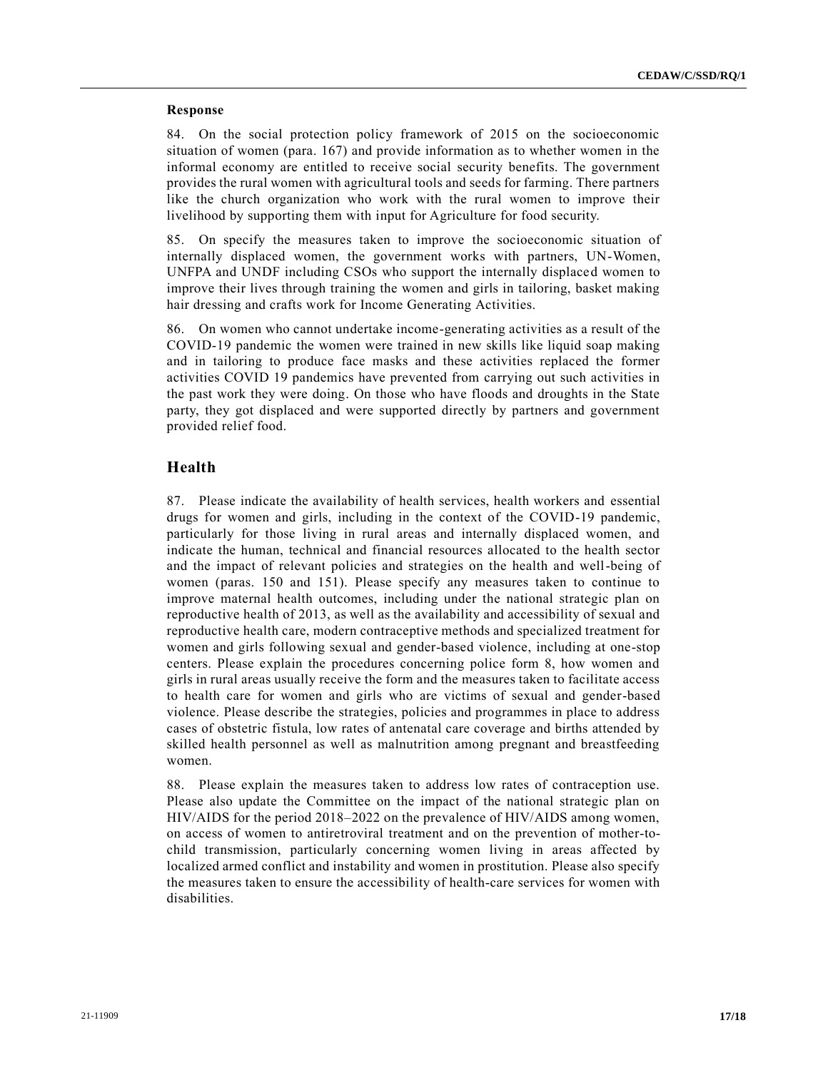**Response**

84. On the social protection policy framework of 2015 on the socioeconomic situation of women (para. 167) and provide information as to whether women in the informal economy are entitled to receive social security benefits. The government provides the rural women with agricultural tools and seeds for farming. There partners like the church organization who work with the rural women to improve their livelihood by supporting them with input for Agriculture for food security.

85. On specify the measures taken to improve the socioeconomic situation of internally displaced women, the government works with partners, UN-Women, UNFPA and UNDF including CSOs who support the internally displaced women to improve their lives through training the women and girls in tailoring, basket making hair dressing and crafts work for Income Generating Activities.

86. On women who cannot undertake income-generating activities as a result of the COVID-19 pandemic the women were trained in new skills like liquid soap making and in tailoring to produce face masks and these activities replaced the former activities COVID 19 pandemics have prevented from carrying out such activities in the past work they were doing. On those who have floods and droughts in the State party, they got displaced and were supported directly by partners and government provided relief food.

## Health

87. Please indicate the availability of health services, health workers and essential drugs for women and girls, including in the context of the COVID-19 pandemic, particularly for those living in rural areas and internally displaced women, and indicate the human, technical and financial resources allocated to the health sector and the impact of relevant policies and strategies on the health and well-being of women (paras. 150 and 151). Please specify any measures taken to continue to improve maternal health outcomes, including under the national strategic plan on reproductive health of 2013, as well as the availability and accessibility of sexual and reproductive health care, modern contraceptive methods and specialized treatment for women and girls following sexual and gender-based violence, including at one-stop centers. Please explain the procedures concerning police form 8, how women and girls in rural areas usually receive the form and the measures taken to facilitate access to health care for women and girls who are victims of sexual and gender-based violence. Please describe the strategies, policies and programmes in place to address cases of obstetric fistula, low rates of antenatal care coverage and births attended by skilled health personnel as well as malnutrition among pregnant and breastfeeding women.

88. Please explain the measures taken to address low rates of contraception use. Please also update the Committee on the impact of the national strategic plan on HIV/AIDS for the period 2018–2022 on the prevalence of HIV/AIDS among women, on access of women to antiretroviral treatment and on the prevention of mother-to-child transmission, particularly concerning women living in areas affected by localized armed conflict and instability and women in prostitution. Please also specify the measures taken to ensure the accessibility of health-care services for women with disabilities.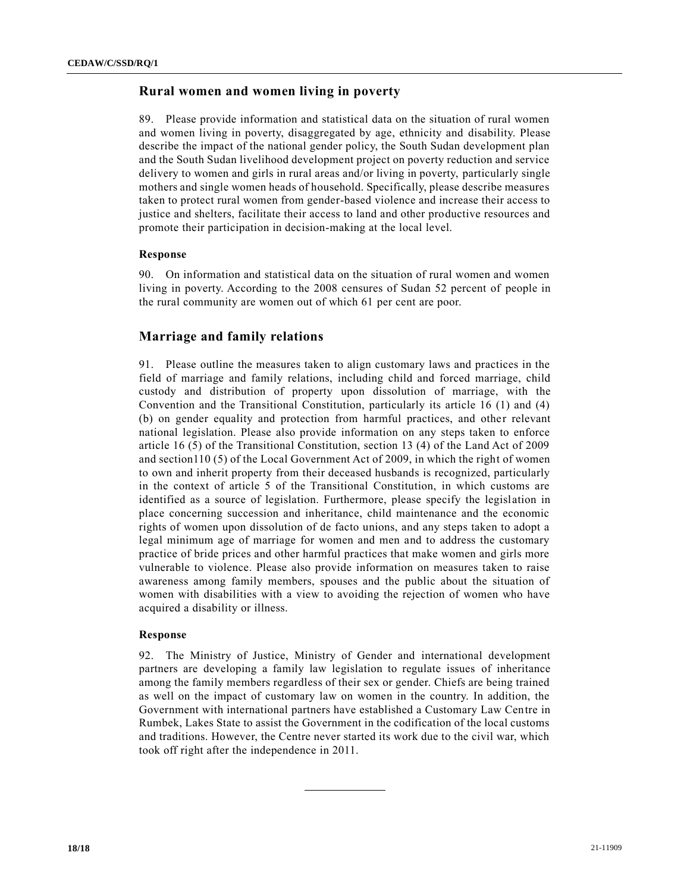## Rural women and women living in poverty

89. Please provide information and statistical data on the situation of rural women and women living in poverty, disaggregated by age, ethnicity and disability. Please describe the impact of the national gender policy, the South Sudan development plan and the South Sudan livelihood development project on poverty reduction and service delivery to women and girls in rural areas and/or living in poverty, particularly single mothers and single women heads of household. Specifically, please describe measures taken to protect rural women from gender-based violence and increase their access to justice and shelters, facilitate their access to land and other productive resources and promote their participation in decision-making at the local level.

### Response

90. On information and statistical data on the situation of rural women and women living in poverty. According to the 2008 censures of Sudan 52 percent of people in the rural community are women out of which 61 per cent are poor.

## Marriage and family relations

91. Please outline the measures taken to align customary laws and practices in the field of marriage and family relations, including child and forced marriage, child custody and distribution of property upon dissolution of marriage, with the Convention and the Transitional Constitution, particularly its article 16 (1) and (4) (b) on gender equality and protection from harmful practices, and other relevant national legislation. Please also provide information on any steps taken to enforce article 16 (5) of the Transitional Constitution, section 13 (4) of the Land Act of 2009 and section110 (5) of the Local Government Act of 2009, in which the right of women to own and inherit property from their deceased husbands is recognized, particularly in the context of article 5 of the Transitional Constitution, in which customs are identified as a source of legislation. Furthermore, please specify the legislation in place concerning succession and inheritance, child maintenance and the economic rights of women upon dissolution of de facto unions, and any steps taken to adopt a legal minimum age of marriage for women and men and to address the customary practice of bride prices and other harmful practices that make women and girls more vulnerable to violence. Please also provide information on measures taken to raise awareness among family members, spouses and the public about the situation of women with disabilities with a view to avoiding the rejection of women who have acquired a disability or illness.

### Response

92. The Ministry of Justice, Ministry of Gender and international development partners are developing a family law legislation to regulate issues of inheritance among the family members regardless of their sex or gender. Chiefs are being trained as well on the impact of customary law on women in the country. In addition, the Government with international partners have established a Customary Law Centre in Rumbek, Lakes State to assist the Government in the codification of the local customs and traditions. However, the Centre never started its work due to the civil war, which took off right after the independence in 2011.